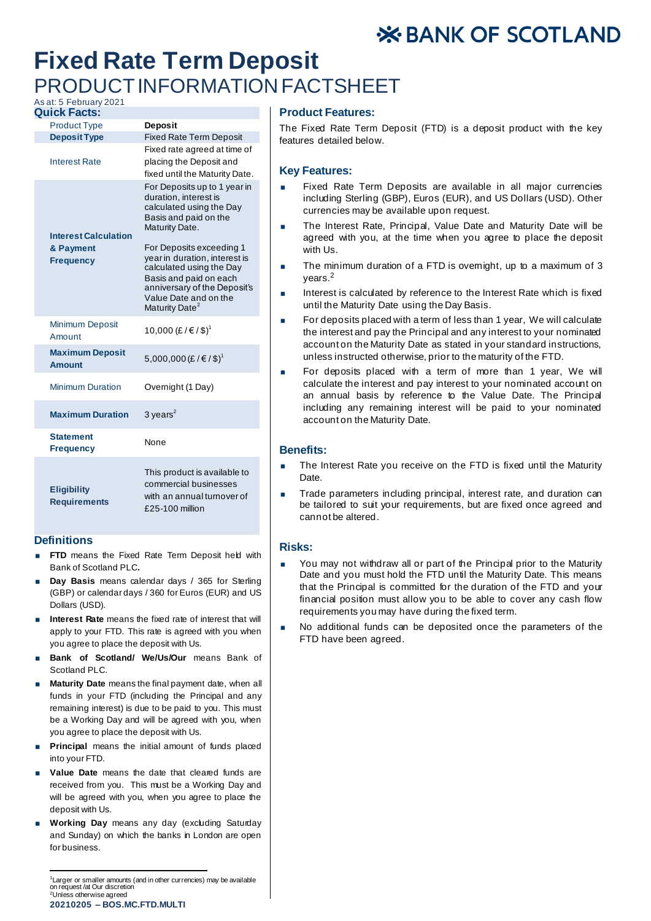# Fixed Rate Term Deposit

## PRODUCT INFORMATION FACTSHEET

As at: 5 February 2021

### Quick Facts:

| Product Type | **Deposit** |
|---|---|
| **Deposit Type** | Fixed Rate Term Deposit |
| Interest Rate | Fixed rate agreed at time of placing the Deposit and fixed until the Maturity Date. |
| **Interest Calculation & Payment Frequency** | For Deposits up to 1 year in duration, interest is calculated using the Day Basis and paid on the Maturity Date.<br><br>For Deposits exceeding 1 year in duration, interest is calculated using the Day Basis and paid on each anniversary of the Deposit's Value Date and on the Maturity Date[2] |
| Minimum Deposit Amount | 10,000 (£ / € / $)[1] |
| **Maximum Deposit Amount** | 5,000,000 (£ / € / $)[1] |
| Minimum Duration | Overnight (1 Day) |
| **Maximum Duration** | 3 years[2] |
| **Statement Frequency** | None |
| **Eligibility Requirements** | This product is available to commercial businesses with an annual turnover of £25-100 million |

### Definitions

- **FTD** means the Fixed Rate Term Deposit held with Bank of Scotland PLC**.**
- **Day Basis** means calendar days / 365 for Sterling (GBP) or calendar days / 360 for Euros (EUR) and US Dollars (USD).
- **Interest Rate** means the fixed rate of interest that will apply to your FTD. This rate is agreed with you when you agree to place the deposit with Us.
- **Bank of Scotland/ We/Us/Our** means Bank of Scotland PLC.
- **Maturity Date** means the final payment date, when all funds in your FTD (including the Principal and any remaining interest) is due to be paid to you. This must be a Working Day and will be agreed with you, when you agree to place the deposit with Us.
- **Principal** means the initial amount of funds placed into your FTD.
- **Value Date** means the date that cleared funds are received from you. This must be a Working Day and will be agreed with you, when you agree to place the deposit with Us.
- **Working Day** means any day (excluding Saturday and Sunday) on which the banks in London are open for business.

### Product Features:

The Fixed Rate Term Deposit (FTD) is a deposit product with the key features detailed below.

### Key Features:

- Fixed Rate Term Deposits are available in all major currencies including Sterling (GBP), Euros (EUR), and US Dollars (USD). Other currencies may be available upon request.
- The Interest Rate, Principal, Value Date and Maturity Date will be agreed with you, at the time when you agree to place the deposit with Us.
- The minimum duration of a FTD is overnight, up to a maximum of 3 years.[2]
- Interest is calculated by reference to the Interest Rate which is fixed until the Maturity Date using the Day Basis.
- For deposits placed with a term of less than 1 year, We will calculate the interest and pay the Principal and any interest to your nominated account on the Maturity Date as stated in your standard instructions, unless instructed otherwise, prior to the maturity of the FTD.
- For deposits placed with a term of more than 1 year, We will calculate the interest and pay interest to your nominated account on an annual basis by reference to the Value Date. The Principal including any remaining interest will be paid to your nominated account on the Maturity Date.

### Benefits:

- The Interest Rate you receive on the FTD is fixed until the Maturity Date.
- Trade parameters including principal, interest rate, and duration can be tailored to suit your requirements, but are fixed once agreed and cannot be altered.

### Risks:

- You may not withdraw all or part of the Principal prior to the Maturity Date and you must hold the FTD until the Maturity Date. This means that the Principal is committed for the duration of the FTD and your financial position must allow you to be able to cover any cash flow requirements you may have during the fixed term.
- No additional funds can be deposited once the parameters of the FTD have been agreed.

---

[1]Larger or smaller amounts (and in other currencies) may be available on request /at Our discretion
[2]Unless otherwise agreed

**20210205 – BOS.MC.FTD.MULTI**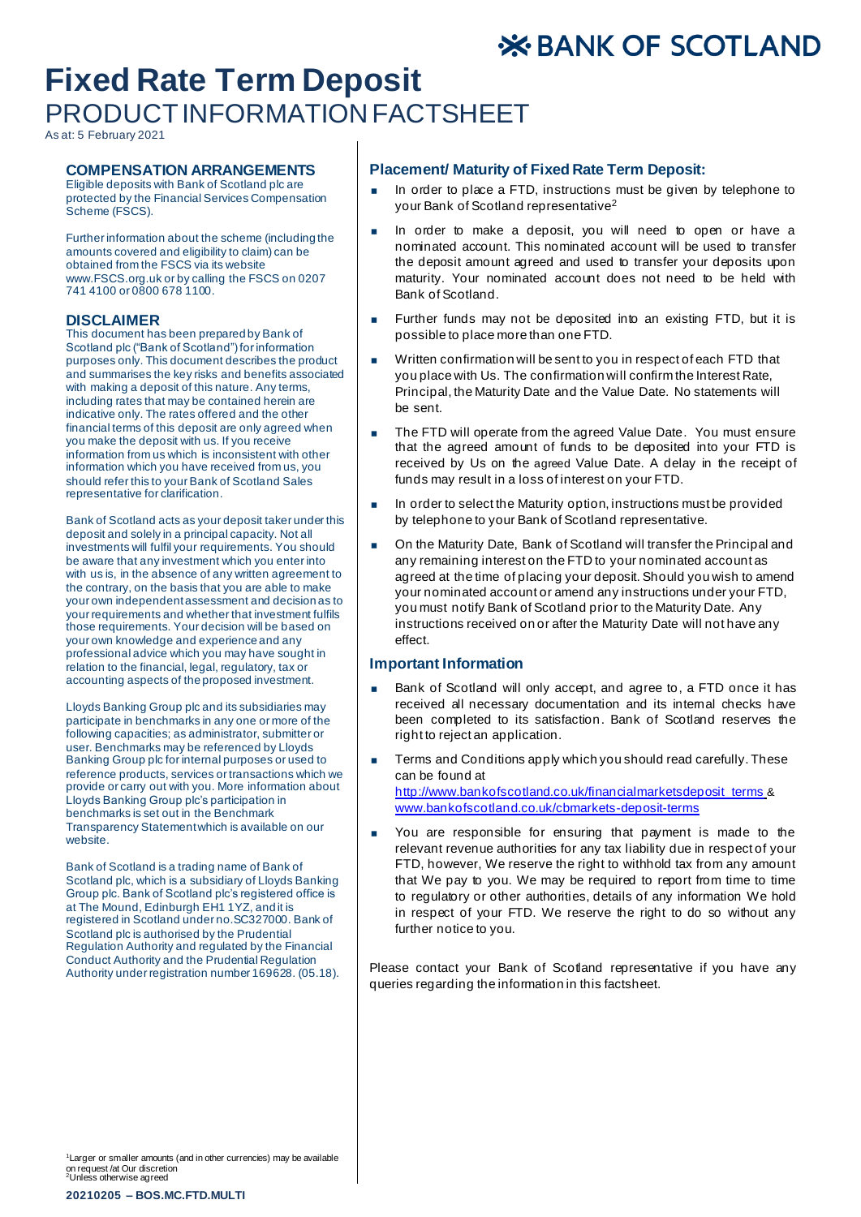# Fixed Rate Term Deposit

PRODUCT INFORMATION FACTSHEET

As at: 5 February 2021

### COMPENSATION ARRANGEMENTS

Eligible deposits with Bank of Scotland plc are protected by the Financial Services Compensation Scheme (FSCS).

Further information about the scheme (including the amounts covered and eligibility to claim) can be obtained from the FSCS via its website www.FSCS.org.uk or by calling the FSCS on 0207 741 4100 or 0800 678 1100.

### DISCLAIMER

This document has been prepared by Bank of Scotland plc ("Bank of Scotland") for information purposes only. This document describes the product and summarises the key risks and benefits associated with making a deposit of this nature. Any terms, including rates that may be contained herein are indicative only. The rates offered and the other financial terms of this deposit are only agreed when you make the deposit with us. If you receive information from us which is inconsistent with other information which you have received from us, you should refer this to your Bank of Scotland Sales representative for clarification.

Bank of Scotland acts as your deposit taker under this deposit and solely in a principal capacity. Not all investments will fulfil your requirements. You should be aware that any investment which you enter into with us is, in the absence of any written agreement to the contrary, on the basis that you are able to make your own independent assessment and decision as to your requirements and whether that investment fulfils those requirements. Your decision will be based on your own knowledge and experience and any professional advice which you may have sought in relation to the financial, legal, regulatory, tax or accounting aspects of the proposed investment.

Lloyds Banking Group plc and its subsidiaries may participate in benchmarks in any one or more of the following capacities; as administrator, submitter or user. Benchmarks may be referenced by Lloyds Banking Group plc for internal purposes or used to reference products, services or transactions which we provide or carry out with you. More information about Lloyds Banking Group plc's participation in benchmarks is set out in the Benchmark Transparency Statement which is available on our website.

Bank of Scotland is a trading name of Bank of Scotland plc, which is a subsidiary of Lloyds Banking Group plc. Bank of Scotland plc's registered office is at The Mound, Edinburgh EH1 1YZ, and it is registered in Scotland under no.SC327000. Bank of Scotland plc is authorised by the Prudential Regulation Authority and regulated by the Financial Conduct Authority and the Prudential Regulation Authority under registration number 169628. (05.18).

### Placement/ Maturity of Fixed Rate Term Deposit:

- In order to place a FTD, instructions must be given by telephone to your Bank of Scotland representative[2]
- In order to make a deposit, you will need to open or have a nominated account. This nominated account will be used to transfer the deposit amount agreed and used to transfer your deposits upon maturity. Your nominated account does not need to be held with Bank of Scotland.
- Further funds may not be deposited into an existing FTD, but it is possible to place more than one FTD.
- Written confirmation will be sent to you in respect of each FTD that you place with Us. The confirmation will confirm the Interest Rate, Principal, the Maturity Date and the Value Date. No statements will be sent.
- The FTD will operate from the agreed Value Date. You must ensure that the agreed amount of funds to be deposited into your FTD is received by Us on the agreed Value Date. A delay in the receipt of funds may result in a loss of interest on your FTD.
- In order to select the Maturity option, instructions must be provided by telephone to your Bank of Scotland representative.
- On the Maturity Date, Bank of Scotland will transfer the Principal and any remaining interest on the FTD to your nominated account as agreed at the time of placing your deposit. Should you wish to amend your nominated account or amend any instructions under your FTD, you must notify Bank of Scotland prior to the Maturity Date. Any instructions received on or after the Maturity Date will not have any effect.

### Important Information

- Bank of Scotland will only accept, and agree to, a FTD once it has received all necessary documentation and its internal checks have been completed to its satisfaction. Bank of Scotland reserves the right to reject an application.
- Terms and Conditions apply which you should read carefully. These can be found at http://www.bankofscotland.co.uk/financialmarketsdeposit_terms & www.bankofscotland.co.uk/cbmarkets-deposit-terms
- You are responsible for ensuring that payment is made to the relevant revenue authorities for any tax liability due in respect of your FTD, however, We reserve the right to withhold tax from any amount that We pay to you. We may be required to report from time to time to regulatory or other authorities, details of any information We hold in respect of your FTD. We reserve the right to do so without any further notice to you.

Please contact your Bank of Scotland representative if you have any queries regarding the information in this factsheet.

[1]Larger or smaller amounts (and in other currencies) may be available on request /at Our discretion
[2]Unless otherwise agreed

**20210205 – BOS.MC.FTD.MULTI**